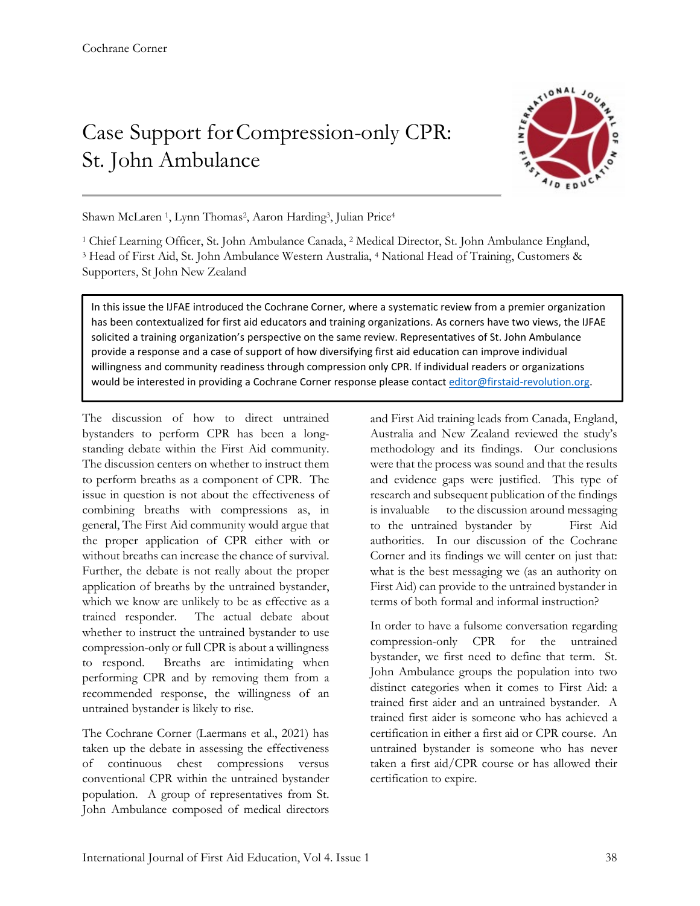Cochrane Corner

# Case Support for Compression-only CPR: St. John Ambulance

Shawn McLaren [1], Lynn Thomas[2], Aaron Harding[3], Julian Price[4]

[1] Chief Learning Officer, St. John Ambulance Canada, [2] Medical Director, St. John Ambulance England, [3] Head of First Aid, St. John Ambulance Western Australia, [4] National Head of Training, Customers & Supporters, St John New Zealand

> In this issue the IJFAE introduced the Cochrane Corner, where a systematic review from a premier organization has been contextualized for first aid educators and training organizations. As corners have two views, the IJFAE solicited a training organization's perspective on the same review. Representatives of St. John Ambulance provide a response and a case of support of how diversifying first aid education can improve individual willingness and community readiness through compression only CPR. If individual readers or organizations would be interested in providing a Cochrane Corner response please contact editor@firstaid-revolution.org.

The discussion of how to direct untrained bystanders to perform CPR has been a long-standing debate within the First Aid community. The discussion centers on whether to instruct them to perform breaths as a component of CPR. The issue in question is not about the effectiveness of combining breaths with compressions as, in general, The First Aid community would argue that the proper application of CPR either with or without breaths can increase the chance of survival. Further, the debate is not really about the proper application of breaths by the untrained bystander, which we know are unlikely to be as effective as a trained responder. The actual debate about whether to instruct the untrained bystander to use compression-only or full CPR is about a willingness to respond. Breaths are intimidating when performing CPR and by removing them from a recommended response, the willingness of an untrained bystander is likely to rise.

The Cochrane Corner (Laermans et al., 2021) has taken up the debate in assessing the effectiveness of continuous chest compressions versus conventional CPR within the untrained bystander population. A group of representatives from St. John Ambulance composed of medical directors and First Aid training leads from Canada, England, Australia and New Zealand reviewed the study's methodology and its findings. Our conclusions were that the process was sound and that the results and evidence gaps were justified. This type of research and subsequent publication of the findings is invaluable to the discussion around messaging to the untrained bystander by First Aid authorities. In our discussion of the Cochrane Corner and its findings we will center on just that: what is the best messaging we (as an authority on First Aid) can provide to the untrained bystander in terms of both formal and informal instruction?

In order to have a fulsome conversation regarding compression-only CPR for the untrained bystander, we first need to define that term. St. John Ambulance groups the population into two distinct categories when it comes to First Aid: a trained first aider and an untrained bystander. A trained first aider is someone who has achieved a certification in either a first aid or CPR course. An untrained bystander is someone who has never taken a first aid/CPR course or has allowed their certification to expire.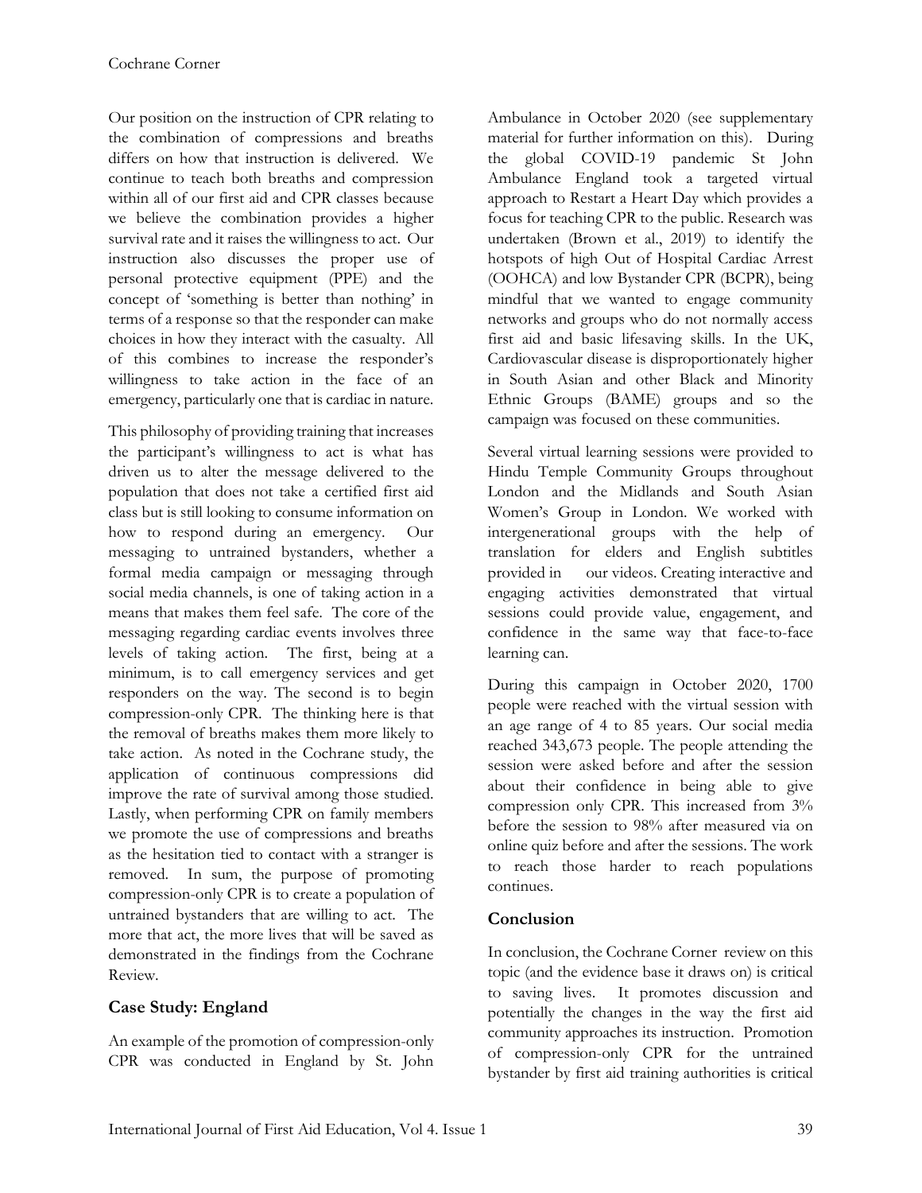Our position on the instruction of CPR relating to the combination of compressions and breaths differs on how that instruction is delivered. We continue to teach both breaths and compression within all of our first aid and CPR classes because we believe the combination provides a higher survival rate and it raises the willingness to act. Our instruction also discusses the proper use of personal protective equipment (PPE) and the concept of 'something is better than nothing' in terms of a response so that the responder can make choices in how they interact with the casualty. All of this combines to increase the responder's willingness to take action in the face of an emergency, particularly one that is cardiac in nature.

This philosophy of providing training that increases the participant's willingness to act is what has driven us to alter the message delivered to the population that does not take a certified first aid class but is still looking to consume information on how to respond during an emergency. Our messaging to untrained bystanders, whether a formal media campaign or messaging through social media channels, is one of taking action in a means that makes them feel safe. The core of the messaging regarding cardiac events involves three levels of taking action. The first, being at a minimum, is to call emergency services and get responders on the way. The second is to begin compression-only CPR. The thinking here is that the removal of breaths makes them more likely to take action. As noted in the Cochrane study, the application of continuous compressions did improve the rate of survival among those studied. Lastly, when performing CPR on family members we promote the use of compressions and breaths as the hesitation tied to contact with a stranger is removed. In sum, the purpose of promoting compression-only CPR is to create a population of untrained bystanders that are willing to act. The more that act, the more lives that will be saved as demonstrated in the findings from the Cochrane Review.

## Case Study: England

An example of the promotion of compression-only CPR was conducted in England by St. John Ambulance in October 2020 (see supplementary material for further information on this). During the global COVID-19 pandemic St John Ambulance England took a targeted virtual approach to Restart a Heart Day which provides a focus for teaching CPR to the public. Research was undertaken (Brown et al., 2019) to identify the hotspots of high Out of Hospital Cardiac Arrest (OOHCA) and low Bystander CPR (BCPR), being mindful that we wanted to engage community networks and groups who do not normally access first aid and basic lifesaving skills. In the UK, Cardiovascular disease is disproportionately higher in South Asian and other Black and Minority Ethnic Groups (BAME) groups and so the campaign was focused on these communities.

Several virtual learning sessions were provided to Hindu Temple Community Groups throughout London and the Midlands and South Asian Women's Group in London. We worked with intergenerational groups with the help of translation for elders and English subtitles provided in our videos. Creating interactive and engaging activities demonstrated that virtual sessions could provide value, engagement, and confidence in the same way that face-to-face learning can.

During this campaign in October 2020, 1700 people were reached with the virtual session with an age range of 4 to 85 years. Our social media reached 343,673 people. The people attending the session were asked before and after the session about their confidence in being able to give compression only CPR. This increased from 3% before the session to 98% after measured via on online quiz before and after the sessions. The work to reach those harder to reach populations continues.

## Conclusion

In conclusion, the Cochrane Corner review on this topic (and the evidence base it draws on) is critical to saving lives. It promotes discussion and potentially the changes in the way the first aid community approaches its instruction. Promotion of compression-only CPR for the untrained bystander by first aid training authorities is critical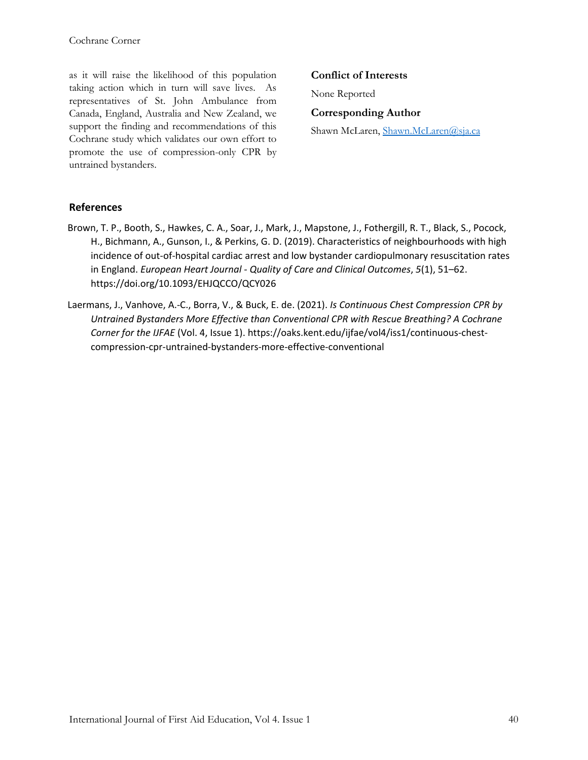as it will raise the likelihood of this population taking action which in turn will save lives. As representatives of St. John Ambulance from Canada, England, Australia and New Zealand, we support the finding and recommendations of this Cochrane study which validates our own effort to promote the use of compression-only CPR by untrained bystanders.

## Conflict of Interests

None Reported

## Corresponding Author

Shawn McLaren, [Shawn.McLaren@sja.ca](mailto:Shawn.McLaren@sja.ca)

## References

Brown, T. P., Booth, S., Hawkes, C. A., Soar, J., Mark, J., Mapstone, J., Fothergill, R. T., Black, S., Pocock, H., Bichmann, A., Gunson, I., & Perkins, G. D. (2019). Characteristics of neighbourhoods with high incidence of out-of-hospital cardiac arrest and low bystander cardiopulmonary resuscitation rates in England. *European Heart Journal - Quality of Care and Clinical Outcomes*, *5*(1), 51–62. https://doi.org/10.1093/EHJQCCO/QCY026

Laermans, J., Vanhove, A.-C., Borra, V., & Buck, E. de. (2021). *Is Continuous Chest Compression CPR by Untrained Bystanders More Effective than Conventional CPR with Rescue Breathing? A Cochrane Corner for the IJFAE* (Vol. 4, Issue 1). https://oaks.kent.edu/ijfae/vol4/iss1/continuous-chest-compression-cpr-untrained-bystanders-more-effective-conventional